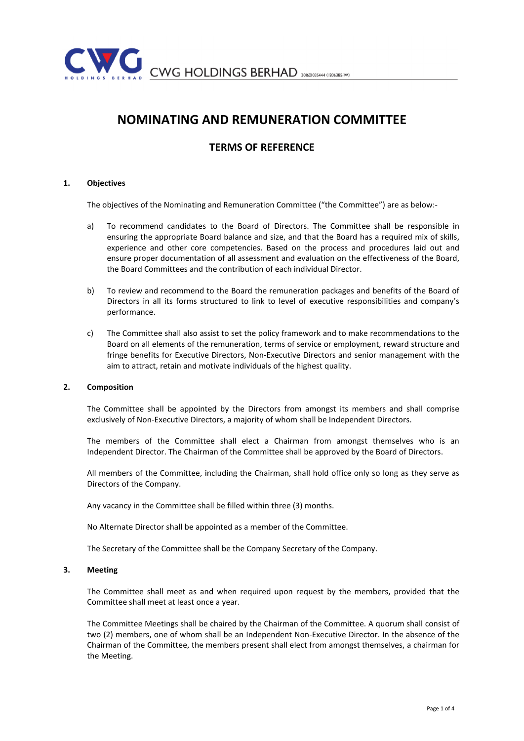# NOMINATING AND REMUNERATION COMMITTEE

## TERMS OF REFERENCE

### 1. Objectives

The objectives of the Nominating and Remuneration Committee ("the Committee") are as below:-

a) To recommend candidates to the Board of Directors. The Committee shall be responsible in ensuring the appropriate Board balance and size, and that the Board has a required mix of skills, experience and other core competencies. Based on the process and procedures laid out and ensure proper documentation of all assessment and evaluation on the effectiveness of the Board, the Board Committees and the contribution of each individual Director.

b) To review and recommend to the Board the remuneration packages and benefits of the Board of Directors in all its forms structured to link to level of executive responsibilities and company's performance.

c) The Committee shall also assist to set the policy framework and to make recommendations to the Board on all elements of the remuneration, terms of service or employment, reward structure and fringe benefits for Executive Directors, Non-Executive Directors and senior management with the aim to attract, retain and motivate individuals of the highest quality.

### 2. Composition

The Committee shall be appointed by the Directors from amongst its members and shall comprise exclusively of Non-Executive Directors, a majority of whom shall be Independent Directors.

The members of the Committee shall elect a Chairman from amongst themselves who is an Independent Director. The Chairman of the Committee shall be approved by the Board of Directors.

All members of the Committee, including the Chairman, shall hold office only so long as they serve as Directors of the Company.

Any vacancy in the Committee shall be filled within three (3) months.

No Alternate Director shall be appointed as a member of the Committee.

The Secretary of the Committee shall be the Company Secretary of the Company.

### 3. Meeting

The Committee shall meet as and when required upon request by the members, provided that the Committee shall meet at least once a year.

The Committee Meetings shall be chaired by the Chairman of the Committee. A quorum shall consist of two (2) members, one of whom shall be an Independent Non-Executive Director. In the absence of the Chairman of the Committee, the members present shall elect from amongst themselves, a chairman for the Meeting.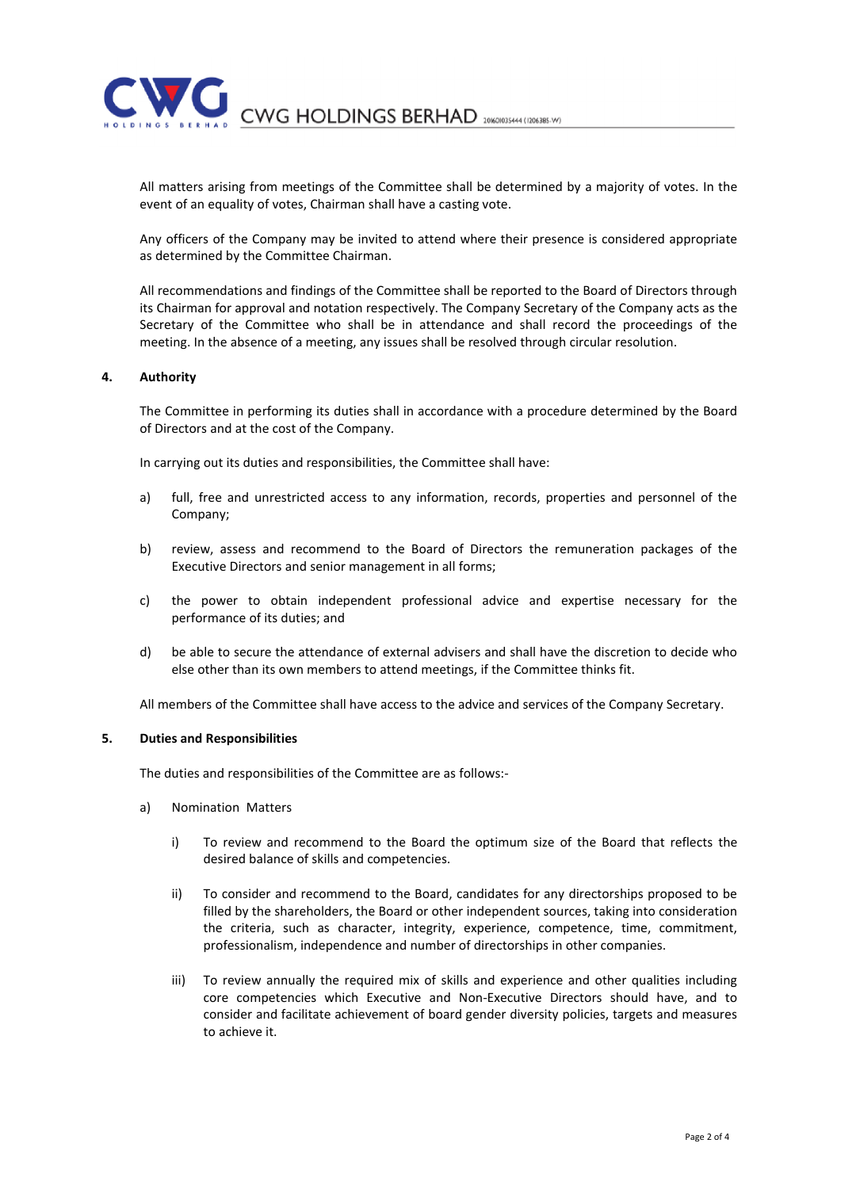All matters arising from meetings of the Committee shall be determined by a majority of votes. In the event of an equality of votes, Chairman shall have a casting vote.

Any officers of the Company may be invited to attend where their presence is considered appropriate as determined by the Committee Chairman.

All recommendations and findings of the Committee shall be reported to the Board of Directors through its Chairman for approval and notation respectively. The Company Secretary of the Company acts as the Secretary of the Committee who shall be in attendance and shall record the proceedings of the meeting. In the absence of a meeting, any issues shall be resolved through circular resolution.

## 4. Authority

The Committee in performing its duties shall in accordance with a procedure determined by the Board of Directors and at the cost of the Company.

In carrying out its duties and responsibilities, the Committee shall have:

a) full, free and unrestricted access to any information, records, properties and personnel of the Company;

b) review, assess and recommend to the Board of Directors the remuneration packages of the Executive Directors and senior management in all forms;

c) the power to obtain independent professional advice and expertise necessary for the performance of its duties; and

d) be able to secure the attendance of external advisers and shall have the discretion to decide who else other than its own members to attend meetings, if the Committee thinks fit.

All members of the Committee shall have access to the advice and services of the Company Secretary.

## 5. Duties and Responsibilities

The duties and responsibilities of the Committee are as follows:-

a) Nomination Matters

   i) To review and recommend to the Board the optimum size of the Board that reflects the desired balance of skills and competencies.

   ii) To consider and recommend to the Board, candidates for any directorships proposed to be filled by the shareholders, the Board or other independent sources, taking into consideration the criteria, such as character, integrity, experience, competence, time, commitment, professionalism, independence and number of directorships in other companies.

   iii) To review annually the required mix of skills and experience and other qualities including core competencies which Executive and Non-Executive Directors should have, and to consider and facilitate achievement of board gender diversity policies, targets and measures to achieve it.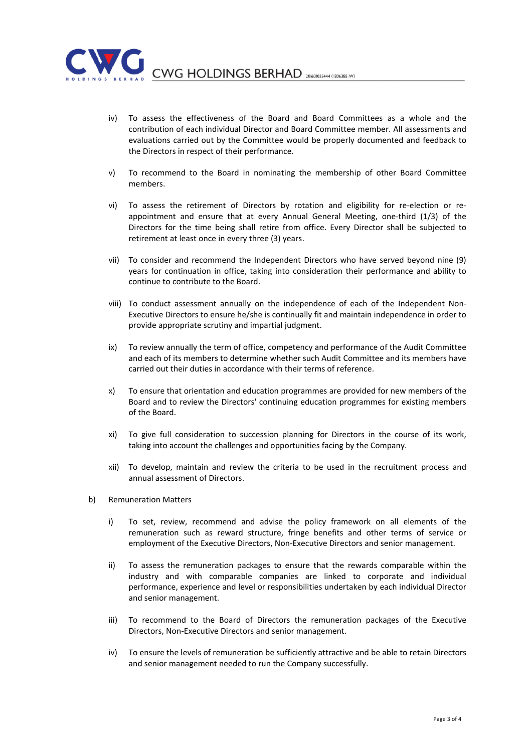iv) To assess the effectiveness of the Board and Board Committees as a whole and the contribution of each individual Director and Board Committee member. All assessments and evaluations carried out by the Committee would be properly documented and feedback to the Directors in respect of their performance.

v) To recommend to the Board in nominating the membership of other Board Committee members.

vi) To assess the retirement of Directors by rotation and eligibility for re-election or re-appointment and ensure that at every Annual General Meeting, one-third (1/3) of the Directors for the time being shall retire from office. Every Director shall be subjected to retirement at least once in every three (3) years.

vii) To consider and recommend the Independent Directors who have served beyond nine (9) years for continuation in office, taking into consideration their performance and ability to continue to contribute to the Board.

viii) To conduct assessment annually on the independence of each of the Independent Non-Executive Directors to ensure he/she is continually fit and maintain independence in order to provide appropriate scrutiny and impartial judgment.

ix) To review annually the term of office, competency and performance of the Audit Committee and each of its members to determine whether such Audit Committee and its members have carried out their duties in accordance with their terms of reference.

x) To ensure that orientation and education programmes are provided for new members of the Board and to review the Directors' continuing education programmes for existing members of the Board.

xi) To give full consideration to succession planning for Directors in the course of its work, taking into account the challenges and opportunities facing by the Company.

xii) To develop, maintain and review the criteria to be used in the recruitment process and annual assessment of Directors.

b) Remuneration Matters

i) To set, review, recommend and advise the policy framework on all elements of the remuneration such as reward structure, fringe benefits and other terms of service or employment of the Executive Directors, Non-Executive Directors and senior management.

ii) To assess the remuneration packages to ensure that the rewards comparable within the industry and with comparable companies are linked to corporate and individual performance, experience and level or responsibilities undertaken by each individual Director and senior management.

iii) To recommend to the Board of Directors the remuneration packages of the Executive Directors, Non-Executive Directors and senior management.

iv) To ensure the levels of remuneration be sufficiently attractive and be able to retain Directors and senior management needed to run the Company successfully.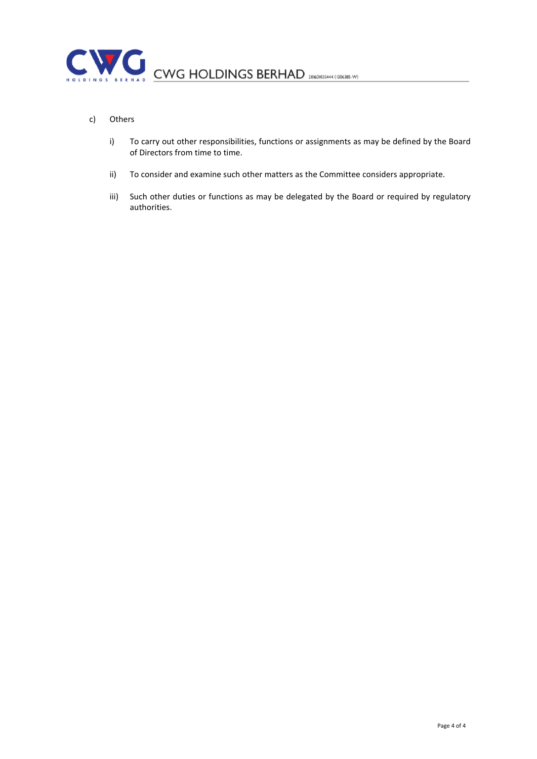c) Others

i) To carry out other responsibilities, functions or assignments as may be defined by the Board of Directors from time to time.

ii) To consider and examine such other matters as the Committee considers appropriate.

iii) Such other duties or functions as may be delegated by the Board or required by regulatory authorities.